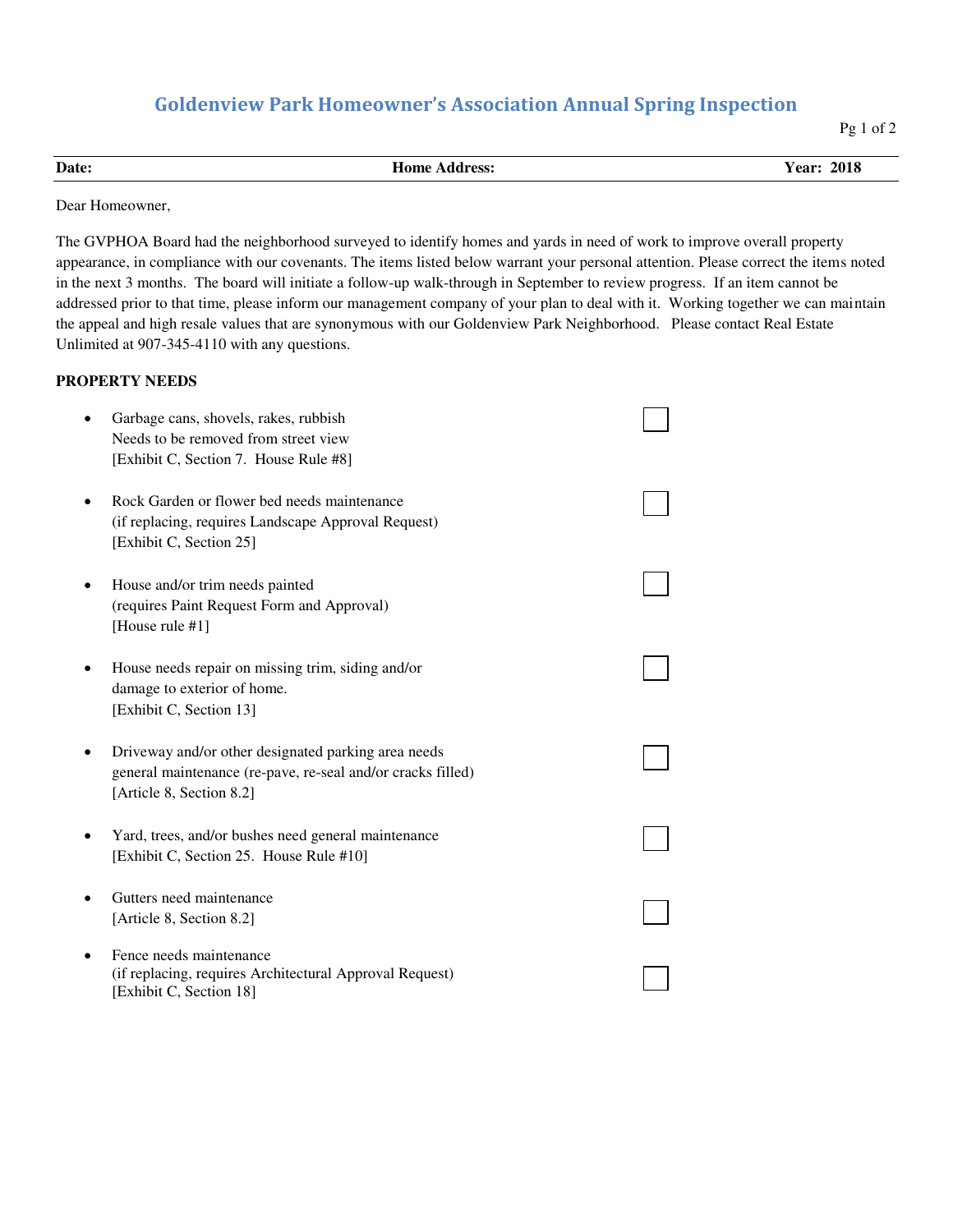# Goldenview Park Homeowner's Association Annual Spring Inspection

| Date: | Home Address: | Year: 2018 |
|---|---|---|

Dear Homeowner,

The GVPHOA Board had the neighborhood surveyed to identify homes and yards in need of work to improve overall property appearance, in compliance with our covenants. The items listed below warrant your personal attention. Please correct the items noted in the next 3 months. The board will initiate a follow-up walk-through in September to review progress. If an item cannot be addressed prior to that time, please inform our management company of your plan to deal with it. Working together we can maintain the appeal and high resale values that are synonymous with our Goldenview Park Neighborhood. Please contact Real Estate Unlimited at 907-345-4110 with any questions.

**PROPERTY NEEDS**

- Garbage cans, shovels, rakes, rubbish
  Needs to be removed from street view
  [Exhibit C, Section 7. House Rule #8] ☐

- Rock Garden or flower bed needs maintenance
  (if replacing, requires Landscape Approval Request)
  [Exhibit C, Section 25] ☐

- House and/or trim needs painted
  (requires Paint Request Form and Approval)
  [House rule #1] ☐

- House needs repair on missing trim, siding and/or
  damage to exterior of home.
  [Exhibit C, Section 13] ☐

- Driveway and/or other designated parking area needs
  general maintenance (re-pave, re-seal and/or cracks filled)
  [Article 8, Section 8.2] ☐

- Yard, trees, and/or bushes need general maintenance
  [Exhibit C, Section 25. House Rule #10] ☐

- Gutters need maintenance
  [Article 8, Section 8.2] ☐

- Fence needs maintenance
  (if replacing, requires Architectural Approval Request)
  [Exhibit C, Section 18] ☐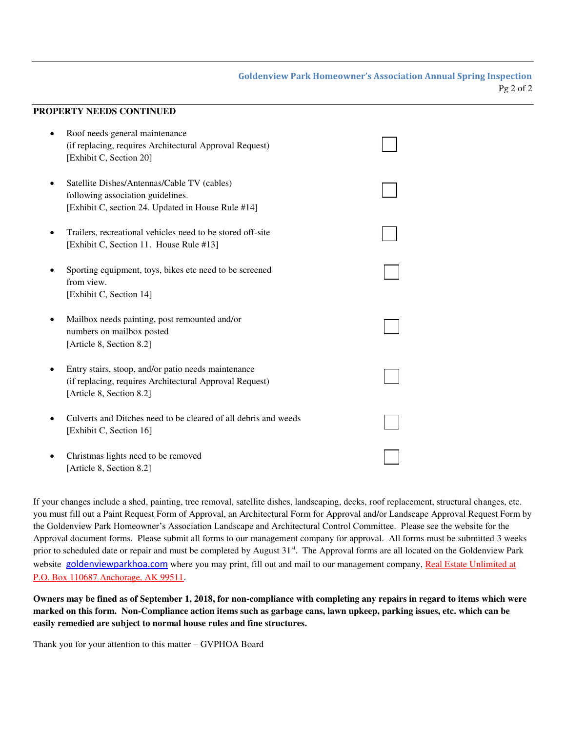## PROPERTY NEEDS CONTINUED

- Roof needs general maintenance (if replacing, requires Architectural Approval Request) [Exhibit C, Section 20] ☐
- Satellite Dishes/Antennas/Cable TV (cables) following association guidelines. [Exhibit C, section 24. Updated in House Rule #14] ☐
- Trailers, recreational vehicles need to be stored off-site [Exhibit C, Section 11. House Rule #13] ☐
- Sporting equipment, toys, bikes etc need to be screened from view. [Exhibit C, Section 14] ☐
- Mailbox needs painting, post remounted and/or numbers on mailbox posted [Article 8, Section 8.2] ☐
- Entry stairs, stoop, and/or patio needs maintenance (if replacing, requires Architectural Approval Request) [Article 8, Section 8.2] ☐
- Culverts and Ditches need to be cleared of all debris and weeds [Exhibit C, Section 16] ☐
- Christmas lights need to be removed [Article 8, Section 8.2] ☐

If your changes include a shed, painting, tree removal, satellite dishes, landscaping, decks, roof replacement, structural changes, etc. you must fill out a Paint Request Form of Approval, an Architectural Form for Approval and/or Landscape Approval Request Form by the Goldenview Park Homeowner's Association Landscape and Architectural Control Committee. Please see the website for the Approval document forms. Please submit all forms to our management company for approval. All forms must be submitted 3 weeks prior to scheduled date or repair and must be completed by August 31st. The Approval forms are all located on the Goldenview Park website goldenviewparkhoa.com where you may print, fill out and mail to our management company, Real Estate Unlimited at P.O. Box 110687 Anchorage, AK 99511.

**Owners may be fined as of September 1, 2018, for non-compliance with completing any repairs in regard to items which were marked on this form. Non-Compliance action items such as garbage cans, lawn upkeep, parking issues, etc. which can be easily remedied are subject to normal house rules and fine structures.**

Thank you for your attention to this matter – GVPHOA Board